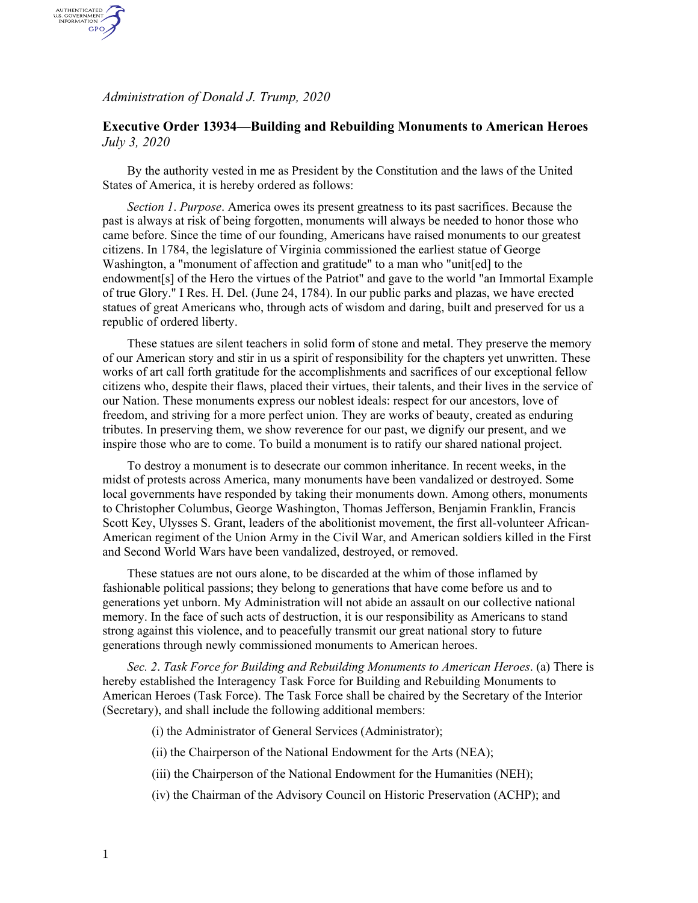*Administration of Donald J. Trump, 2020*

**Executive Order 13934—Building and Rebuilding Monuments to American Heroes**
*July 3, 2020*

By the authority vested in me as President by the Constitution and the laws of the United States of America, it is hereby ordered as follows:

*Section 1*. *Purpose*. America owes its present greatness to its past sacrifices. Because the past is always at risk of being forgotten, monuments will always be needed to honor those who came before. Since the time of our founding, Americans have raised monuments to our greatest citizens. In 1784, the legislature of Virginia commissioned the earliest statue of George Washington, a "monument of affection and gratitude" to a man who "unit[ed] to the endowment[s] of the Hero the virtues of the Patriot" and gave to the world "an Immortal Example of true Glory." I Res. H. Del. (June 24, 1784). In our public parks and plazas, we have erected statues of great Americans who, through acts of wisdom and daring, built and preserved for us a republic of ordered liberty.

These statues are silent teachers in solid form of stone and metal. They preserve the memory of our American story and stir in us a spirit of responsibility for the chapters yet unwritten. These works of art call forth gratitude for the accomplishments and sacrifices of our exceptional fellow citizens who, despite their flaws, placed their virtues, their talents, and their lives in the service of our Nation. These monuments express our noblest ideals: respect for our ancestors, love of freedom, and striving for a more perfect union. They are works of beauty, created as enduring tributes. In preserving them, we show reverence for our past, we dignify our present, and we inspire those who are to come. To build a monument is to ratify our shared national project.

To destroy a monument is to desecrate our common inheritance. In recent weeks, in the midst of protests across America, many monuments have been vandalized or destroyed. Some local governments have responded by taking their monuments down. Among others, monuments to Christopher Columbus, George Washington, Thomas Jefferson, Benjamin Franklin, Francis Scott Key, Ulysses S. Grant, leaders of the abolitionist movement, the first all-volunteer African-American regiment of the Union Army in the Civil War, and American soldiers killed in the First and Second World Wars have been vandalized, destroyed, or removed.

These statues are not ours alone, to be discarded at the whim of those inflamed by fashionable political passions; they belong to generations that have come before us and to generations yet unborn. My Administration will not abide an assault on our collective national memory. In the face of such acts of destruction, it is our responsibility as Americans to stand strong against this violence, and to peacefully transmit our great national story to future generations through newly commissioned monuments to American heroes.

*Sec. 2*. *Task Force for Building and Rebuilding Monuments to American Heroes*. (a) There is hereby established the Interagency Task Force for Building and Rebuilding Monuments to American Heroes (Task Force). The Task Force shall be chaired by the Secretary of the Interior (Secretary), and shall include the following additional members:

(i) the Administrator of General Services (Administrator);

(ii) the Chairperson of the National Endowment for the Arts (NEA);

(iii) the Chairperson of the National Endowment for the Humanities (NEH);

(iv) the Chairman of the Advisory Council on Historic Preservation (ACHP); and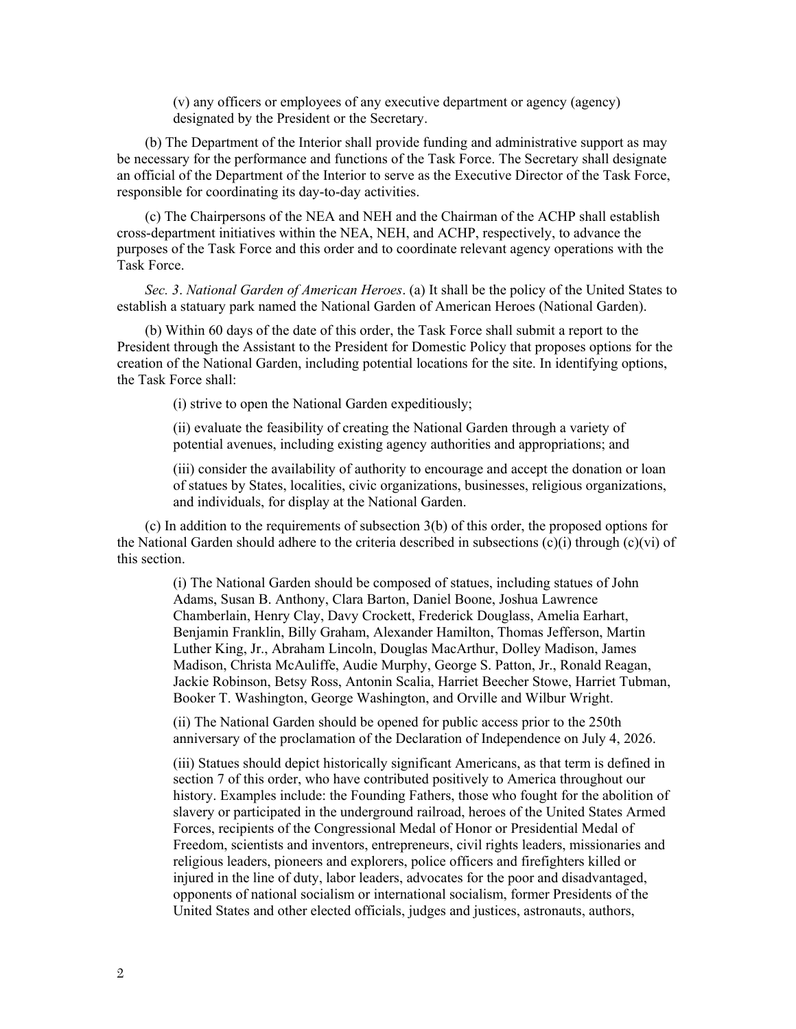(v) any officers or employees of any executive department or agency (agency) designated by the President or the Secretary.

(b) The Department of the Interior shall provide funding and administrative support as may be necessary for the performance and functions of the Task Force. The Secretary shall designate an official of the Department of the Interior to serve as the Executive Director of the Task Force, responsible for coordinating its day-to-day activities.

(c) The Chairpersons of the NEA and NEH and the Chairman of the ACHP shall establish cross-department initiatives within the NEA, NEH, and ACHP, respectively, to advance the purposes of the Task Force and this order and to coordinate relevant agency operations with the Task Force.

*Sec. 3*. *National Garden of American Heroes*. (a) It shall be the policy of the United States to establish a statuary park named the National Garden of American Heroes (National Garden).

(b) Within 60 days of the date of this order, the Task Force shall submit a report to the President through the Assistant to the President for Domestic Policy that proposes options for the creation of the National Garden, including potential locations for the site. In identifying options, the Task Force shall:

(i) strive to open the National Garden expeditiously;

(ii) evaluate the feasibility of creating the National Garden through a variety of potential avenues, including existing agency authorities and appropriations; and

(iii) consider the availability of authority to encourage and accept the donation or loan of statues by States, localities, civic organizations, businesses, religious organizations, and individuals, for display at the National Garden.

(c) In addition to the requirements of subsection 3(b) of this order, the proposed options for the National Garden should adhere to the criteria described in subsections (c)(i) through (c)(vi) of this section.

(i) The National Garden should be composed of statues, including statues of John Adams, Susan B. Anthony, Clara Barton, Daniel Boone, Joshua Lawrence Chamberlain, Henry Clay, Davy Crockett, Frederick Douglass, Amelia Earhart, Benjamin Franklin, Billy Graham, Alexander Hamilton, Thomas Jefferson, Martin Luther King, Jr., Abraham Lincoln, Douglas MacArthur, Dolley Madison, James Madison, Christa McAuliffe, Audie Murphy, George S. Patton, Jr., Ronald Reagan, Jackie Robinson, Betsy Ross, Antonin Scalia, Harriet Beecher Stowe, Harriet Tubman, Booker T. Washington, George Washington, and Orville and Wilbur Wright.

(ii) The National Garden should be opened for public access prior to the 250th anniversary of the proclamation of the Declaration of Independence on July 4, 2026.

(iii) Statues should depict historically significant Americans, as that term is defined in section 7 of this order, who have contributed positively to America throughout our history. Examples include: the Founding Fathers, those who fought for the abolition of slavery or participated in the underground railroad, heroes of the United States Armed Forces, recipients of the Congressional Medal of Honor or Presidential Medal of Freedom, scientists and inventors, entrepreneurs, civil rights leaders, missionaries and religious leaders, pioneers and explorers, police officers and firefighters killed or injured in the line of duty, labor leaders, advocates for the poor and disadvantaged, opponents of national socialism or international socialism, former Presidents of the United States and other elected officials, judges and justices, astronauts, authors,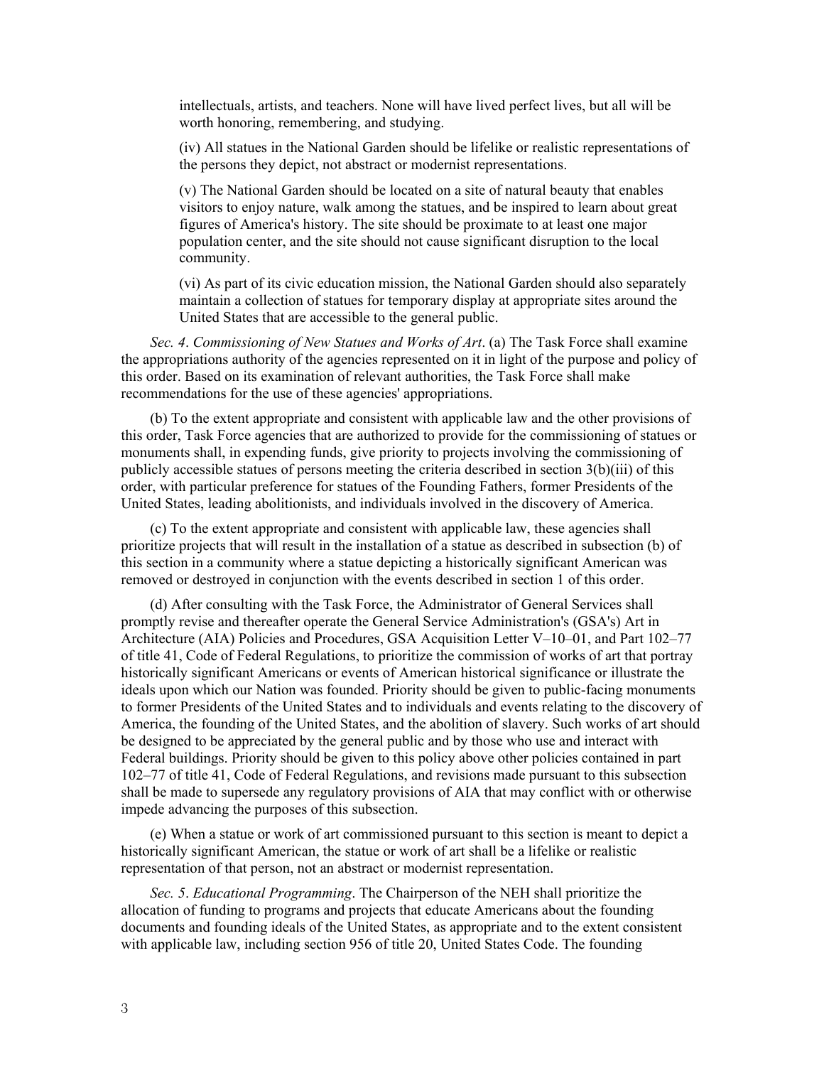intellectuals, artists, and teachers. None will have lived perfect lives, but all will be worth honoring, remembering, and studying.

(iv) All statues in the National Garden should be lifelike or realistic representations of the persons they depict, not abstract or modernist representations.

(v) The National Garden should be located on a site of natural beauty that enables visitors to enjoy nature, walk among the statues, and be inspired to learn about great figures of America's history. The site should be proximate to at least one major population center, and the site should not cause significant disruption to the local community.

(vi) As part of its civic education mission, the National Garden should also separately maintain a collection of statues for temporary display at appropriate sites around the United States that are accessible to the general public.

*Sec. 4*. *Commissioning of New Statues and Works of Art*. (a) The Task Force shall examine the appropriations authority of the agencies represented on it in light of the purpose and policy of this order. Based on its examination of relevant authorities, the Task Force shall make recommendations for the use of these agencies' appropriations.

(b) To the extent appropriate and consistent with applicable law and the other provisions of this order, Task Force agencies that are authorized to provide for the commissioning of statues or monuments shall, in expending funds, give priority to projects involving the commissioning of publicly accessible statues of persons meeting the criteria described in section 3(b)(iii) of this order, with particular preference for statues of the Founding Fathers, former Presidents of the United States, leading abolitionists, and individuals involved in the discovery of America.

(c) To the extent appropriate and consistent with applicable law, these agencies shall prioritize projects that will result in the installation of a statue as described in subsection (b) of this section in a community where a statue depicting a historically significant American was removed or destroyed in conjunction with the events described in section 1 of this order.

(d) After consulting with the Task Force, the Administrator of General Services shall promptly revise and thereafter operate the General Service Administration's (GSA's) Art in Architecture (AIA) Policies and Procedures, GSA Acquisition Letter V–10–01, and Part 102–77 of title 41, Code of Federal Regulations, to prioritize the commission of works of art that portray historically significant Americans or events of American historical significance or illustrate the ideals upon which our Nation was founded. Priority should be given to public-facing monuments to former Presidents of the United States and to individuals and events relating to the discovery of America, the founding of the United States, and the abolition of slavery. Such works of art should be designed to be appreciated by the general public and by those who use and interact with Federal buildings. Priority should be given to this policy above other policies contained in part 102–77 of title 41, Code of Federal Regulations, and revisions made pursuant to this subsection shall be made to supersede any regulatory provisions of AIA that may conflict with or otherwise impede advancing the purposes of this subsection.

(e) When a statue or work of art commissioned pursuant to this section is meant to depict a historically significant American, the statue or work of art shall be a lifelike or realistic representation of that person, not an abstract or modernist representation.

*Sec. 5*. *Educational Programming*. The Chairperson of the NEH shall prioritize the allocation of funding to programs and projects that educate Americans about the founding documents and founding ideals of the United States, as appropriate and to the extent consistent with applicable law, including section 956 of title 20, United States Code. The founding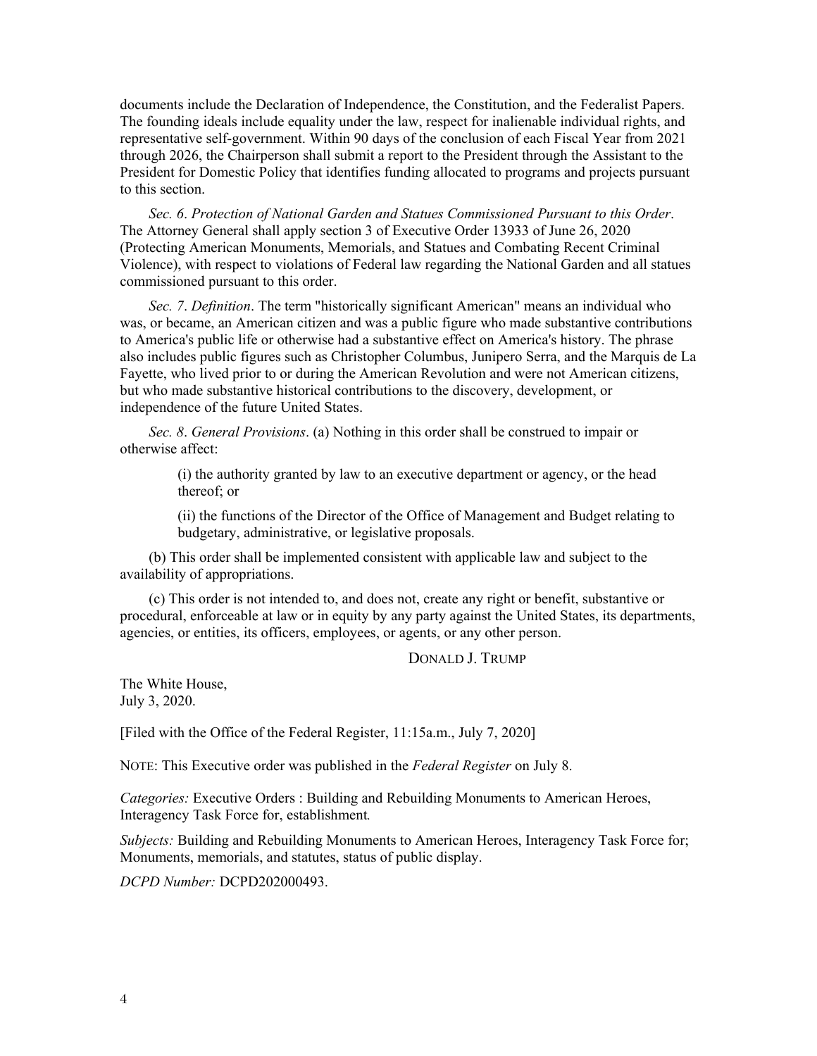documents include the Declaration of Independence, the Constitution, and the Federalist Papers. The founding ideals include equality under the law, respect for inalienable individual rights, and representative self-government. Within 90 days of the conclusion of each Fiscal Year from 2021 through 2026, the Chairperson shall submit a report to the President through the Assistant to the President for Domestic Policy that identifies funding allocated to programs and projects pursuant to this section.

*Sec. 6*. *Protection of National Garden and Statues Commissioned Pursuant to this Order*. The Attorney General shall apply section 3 of Executive Order 13933 of June 26, 2020 (Protecting American Monuments, Memorials, and Statues and Combating Recent Criminal Violence), with respect to violations of Federal law regarding the National Garden and all statues commissioned pursuant to this order.

*Sec. 7*. *Definition*. The term "historically significant American" means an individual who was, or became, an American citizen and was a public figure who made substantive contributions to America's public life or otherwise had a substantive effect on America's history. The phrase also includes public figures such as Christopher Columbus, Junipero Serra, and the Marquis de La Fayette, who lived prior to or during the American Revolution and were not American citizens, but who made substantive historical contributions to the discovery, development, or independence of the future United States.

*Sec. 8*. *General Provisions*. (a) Nothing in this order shall be construed to impair or otherwise affect:

(i) the authority granted by law to an executive department or agency, or the head thereof; or

(ii) the functions of the Director of the Office of Management and Budget relating to budgetary, administrative, or legislative proposals.

(b) This order shall be implemented consistent with applicable law and subject to the availability of appropriations.

(c) This order is not intended to, and does not, create any right or benefit, substantive or procedural, enforceable at law or in equity by any party against the United States, its departments, agencies, or entities, its officers, employees, or agents, or any other person.

DONALD J. TRUMP

The White House,
July 3, 2020.

[Filed with the Office of the Federal Register, 11:15a.m., July 7, 2020]

NOTE: This Executive order was published in the *Federal Register* on July 8.

*Categories:* Executive Orders : Building and Rebuilding Monuments to American Heroes, Interagency Task Force for, establishment*.*

*Subjects:* Building and Rebuilding Monuments to American Heroes, Interagency Task Force for; Monuments, memorials, and statutes, status of public display.

*DCPD Number:* DCPD202000493.